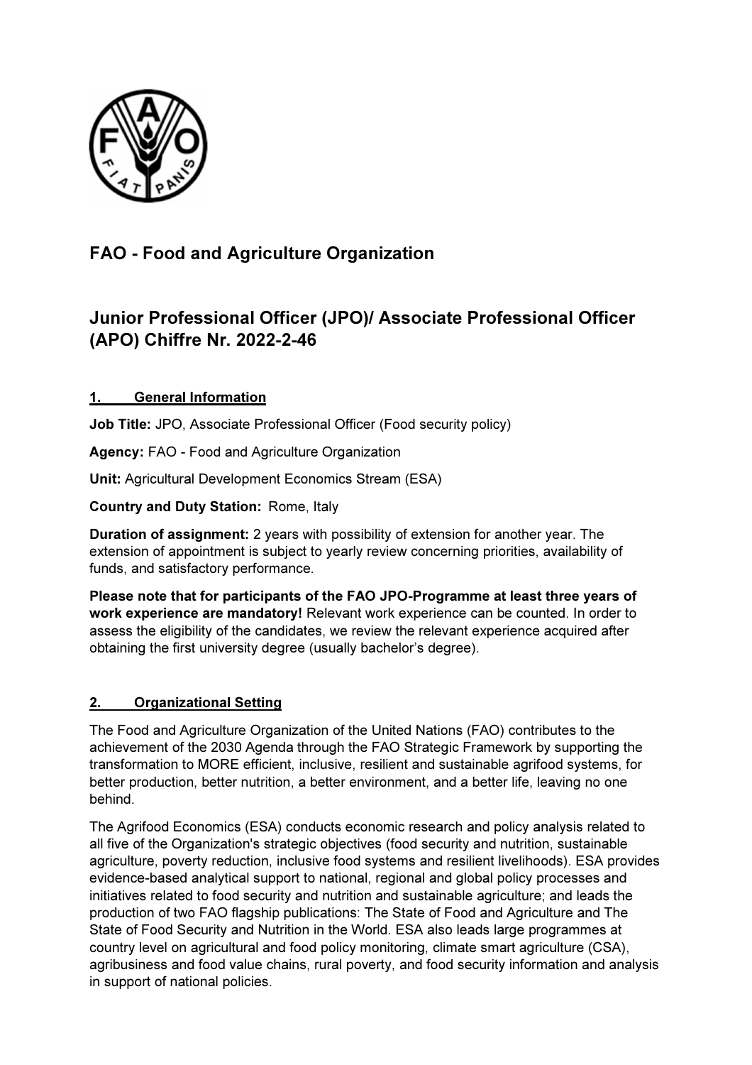# FAO - Food and Agriculture Organization

## Junior Professional Officer (JPO)/ Associate Professional Officer (APO) Chiffre Nr. 2022-2-46

### 1. General Information

**Job Title:** JPO, Associate Professional Officer (Food security policy)

**Agency:** FAO - Food and Agriculture Organization

**Unit:** Agricultural Development Economics Stream (ESA)

**Country and Duty Station:** Rome, Italy

**Duration of assignment:** 2 years with possibility of extension for another year. The extension of appointment is subject to yearly review concerning priorities, availability of funds, and satisfactory performance.

**Please note that for participants of the FAO JPO-Programme at least three years of work experience are mandatory!** Relevant work experience can be counted. In order to assess the eligibility of the candidates, we review the relevant experience acquired after obtaining the first university degree (usually bachelor's degree).

### 2. Organizational Setting

The Food and Agriculture Organization of the United Nations (FAO) contributes to the achievement of the 2030 Agenda through the FAO Strategic Framework by supporting the transformation to MORE efficient, inclusive, resilient and sustainable agrifood systems, for better production, better nutrition, a better environment, and a better life, leaving no one behind.

The Agrifood Economics (ESA) conducts economic research and policy analysis related to all five of the Organization's strategic objectives (food security and nutrition, sustainable agriculture, poverty reduction, inclusive food systems and resilient livelihoods). ESA provides evidence-based analytical support to national, regional and global policy processes and initiatives related to food security and nutrition and sustainable agriculture; and leads the production of two FAO flagship publications: The State of Food and Agriculture and The State of Food Security and Nutrition in the World. ESA also leads large programmes at country level on agricultural and food policy monitoring, climate smart agriculture (CSA), agribusiness and food value chains, rural poverty, and food security information and analysis in support of national policies.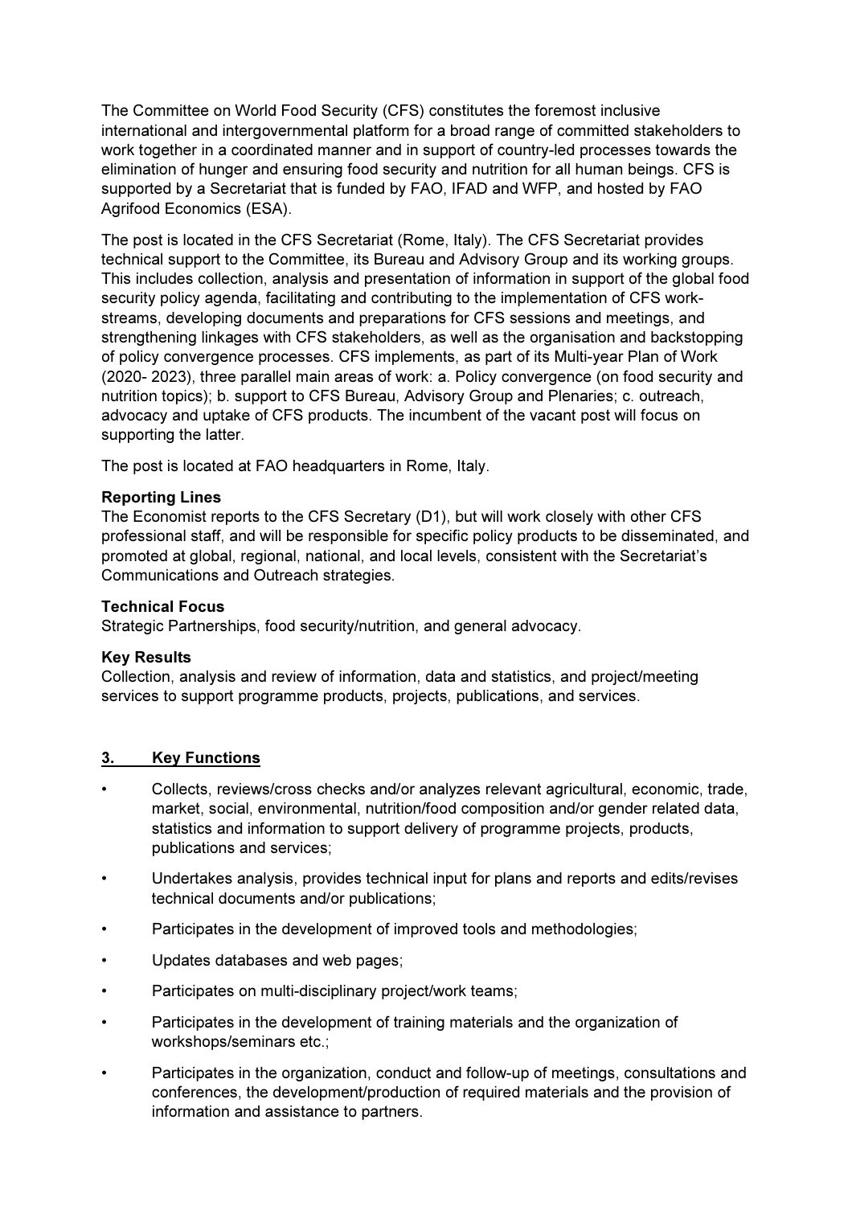The Committee on World Food Security (CFS) constitutes the foremost inclusive international and intergovernmental platform for a broad range of committed stakeholders to work together in a coordinated manner and in support of country-led processes towards the elimination of hunger and ensuring food security and nutrition for all human beings. CFS is supported by a Secretariat that is funded by FAO, IFAD and WFP, and hosted by FAO Agrifood Economics (ESA).

The post is located in the CFS Secretariat (Rome, Italy). The CFS Secretariat provides technical support to the Committee, its Bureau and Advisory Group and its working groups. This includes collection, analysis and presentation of information in support of the global food security policy agenda, facilitating and contributing to the implementation of CFS work-streams, developing documents and preparations for CFS sessions and meetings, and strengthening linkages with CFS stakeholders, as well as the organisation and backstopping of policy convergence processes. CFS implements, as part of its Multi-year Plan of Work (2020- 2023), three parallel main areas of work: a. Policy convergence (on food security and nutrition topics); b. support to CFS Bureau, Advisory Group and Plenaries; c. outreach, advocacy and uptake of CFS products. The incumbent of the vacant post will focus on supporting the latter.

The post is located at FAO headquarters in Rome, Italy.

**Reporting Lines**
The Economist reports to the CFS Secretary (D1), but will work closely with other CFS professional staff, and will be responsible for specific policy products to be disseminated, and promoted at global, regional, national, and local levels, consistent with the Secretariat's Communications and Outreach strategies.

**Technical Focus**
Strategic Partnerships, food security/nutrition, and general advocacy.

**Key Results**
Collection, analysis and review of information, data and statistics, and project/meeting services to support programme products, projects, publications, and services.

## 3. Key Functions

- Collects, reviews/cross checks and/or analyzes relevant agricultural, economic, trade, market, social, environmental, nutrition/food composition and/or gender related data, statistics and information to support delivery of programme projects, products, publications and services;
- Undertakes analysis, provides technical input for plans and reports and edits/revises technical documents and/or publications;
- Participates in the development of improved tools and methodologies;
- Updates databases and web pages;
- Participates on multi-disciplinary project/work teams;
- Participates in the development of training materials and the organization of workshops/seminars etc.;
- Participates in the organization, conduct and follow-up of meetings, consultations and conferences, the development/production of required materials and the provision of information and assistance to partners.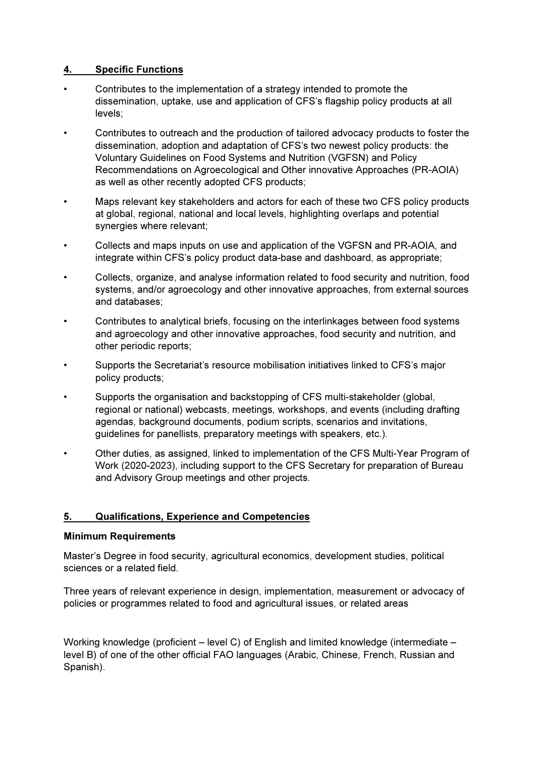## 4. Specific Functions

- Contributes to the implementation of a strategy intended to promote the dissemination, uptake, use and application of CFS's flagship policy products at all levels;
- Contributes to outreach and the production of tailored advocacy products to foster the dissemination, adoption and adaptation of CFS's two newest policy products: the Voluntary Guidelines on Food Systems and Nutrition (VGFSN) and Policy Recommendations on Agroecological and Other innovative Approaches (PR-AOIA) as well as other recently adopted CFS products;
- Maps relevant key stakeholders and actors for each of these two CFS policy products at global, regional, national and local levels, highlighting overlaps and potential synergies where relevant;
- Collects and maps inputs on use and application of the VGFSN and PR-AOIA, and integrate within CFS's policy product data-base and dashboard, as appropriate;
- Collects, organize, and analyse information related to food security and nutrition, food systems, and/or agroecology and other innovative approaches, from external sources and databases;
- Contributes to analytical briefs, focusing on the interlinkages between food systems and agroecology and other innovative approaches, food security and nutrition, and other periodic reports;
- Supports the Secretariat's resource mobilisation initiatives linked to CFS's major policy products;
- Supports the organisation and backstopping of CFS multi-stakeholder (global, regional or national) webcasts, meetings, workshops, and events (including drafting agendas, background documents, podium scripts, scenarios and invitations, guidelines for panellists, preparatory meetings with speakers, etc.).
- Other duties, as assigned, linked to implementation of the CFS Multi-Year Program of Work (2020-2023), including support to the CFS Secretary for preparation of Bureau and Advisory Group meetings and other projects.

## 5. Qualifications, Experience and Competencies

**Minimum Requirements**

Master's Degree in food security, agricultural economics, development studies, political sciences or a related field.

Three years of relevant experience in design, implementation, measurement or advocacy of policies or programmes related to food and agricultural issues, or related areas

Working knowledge (proficient – level C) of English and limited knowledge (intermediate – level B) of one of the other official FAO languages (Arabic, Chinese, French, Russian and Spanish).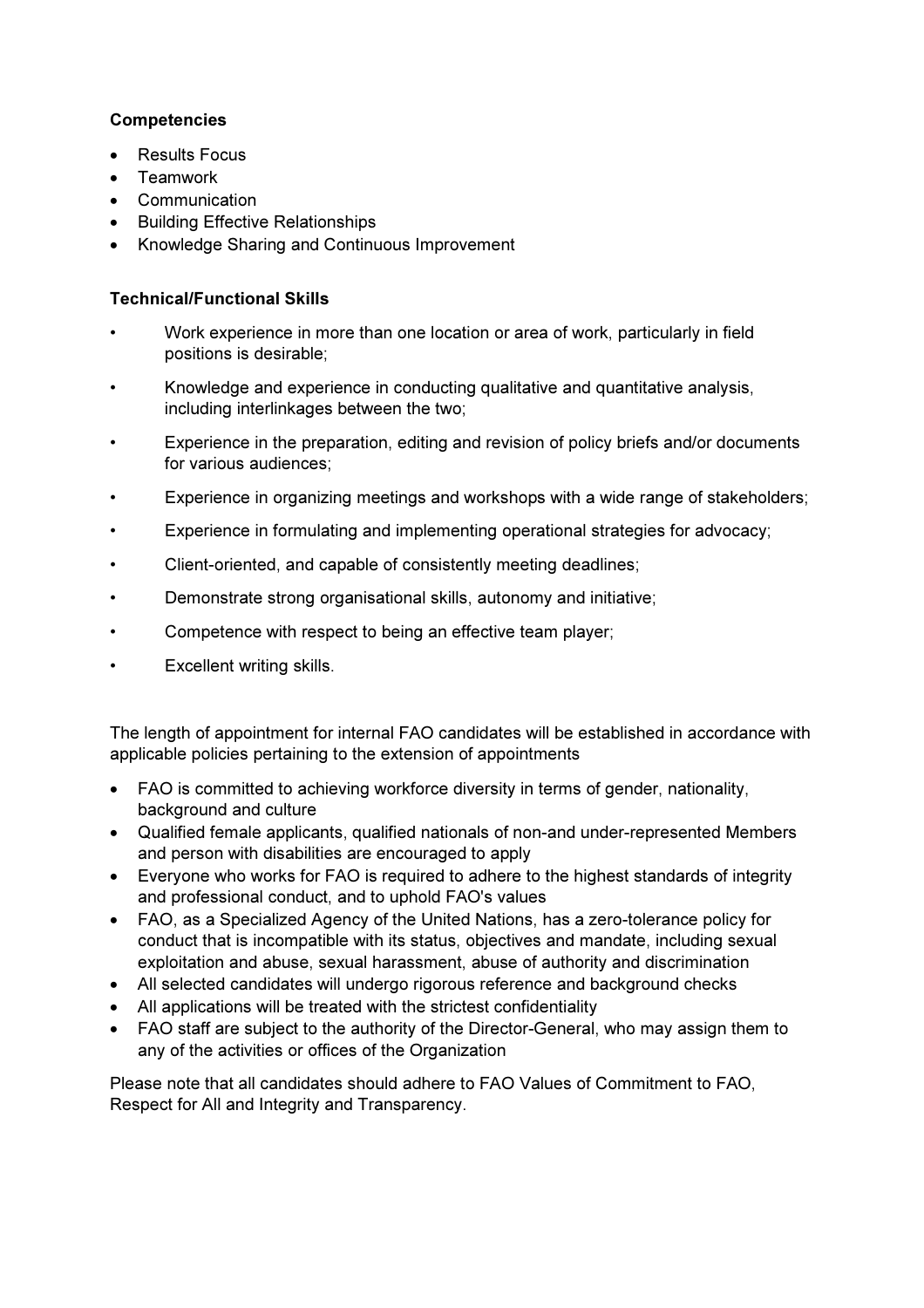**Competencies**

- Results Focus
- Teamwork
- Communication
- Building Effective Relationships
- Knowledge Sharing and Continuous Improvement

**Technical/Functional Skills**

- Work experience in more than one location or area of work, particularly in field positions is desirable;
- Knowledge and experience in conducting qualitative and quantitative analysis, including interlinkages between the two;
- Experience in the preparation, editing and revision of policy briefs and/or documents for various audiences;
- Experience in organizing meetings and workshops with a wide range of stakeholders;
- Experience in formulating and implementing operational strategies for advocacy;
- Client-oriented, and capable of consistently meeting deadlines;
- Demonstrate strong organisational skills, autonomy and initiative;
- Competence with respect to being an effective team player;
- Excellent writing skills.

The length of appointment for internal FAO candidates will be established in accordance with applicable policies pertaining to the extension of appointments

- FAO is committed to achieving workforce diversity in terms of gender, nationality, background and culture
- Qualified female applicants, qualified nationals of non-and under-represented Members and person with disabilities are encouraged to apply
- Everyone who works for FAO is required to adhere to the highest standards of integrity and professional conduct, and to uphold FAO's values
- FAO, as a Specialized Agency of the United Nations, has a zero-tolerance policy for conduct that is incompatible with its status, objectives and mandate, including sexual exploitation and abuse, sexual harassment, abuse of authority and discrimination
- All selected candidates will undergo rigorous reference and background checks
- All applications will be treated with the strictest confidentiality
- FAO staff are subject to the authority of the Director-General, who may assign them to any of the activities or offices of the Organization

Please note that all candidates should adhere to FAO Values of Commitment to FAO, Respect for All and Integrity and Transparency.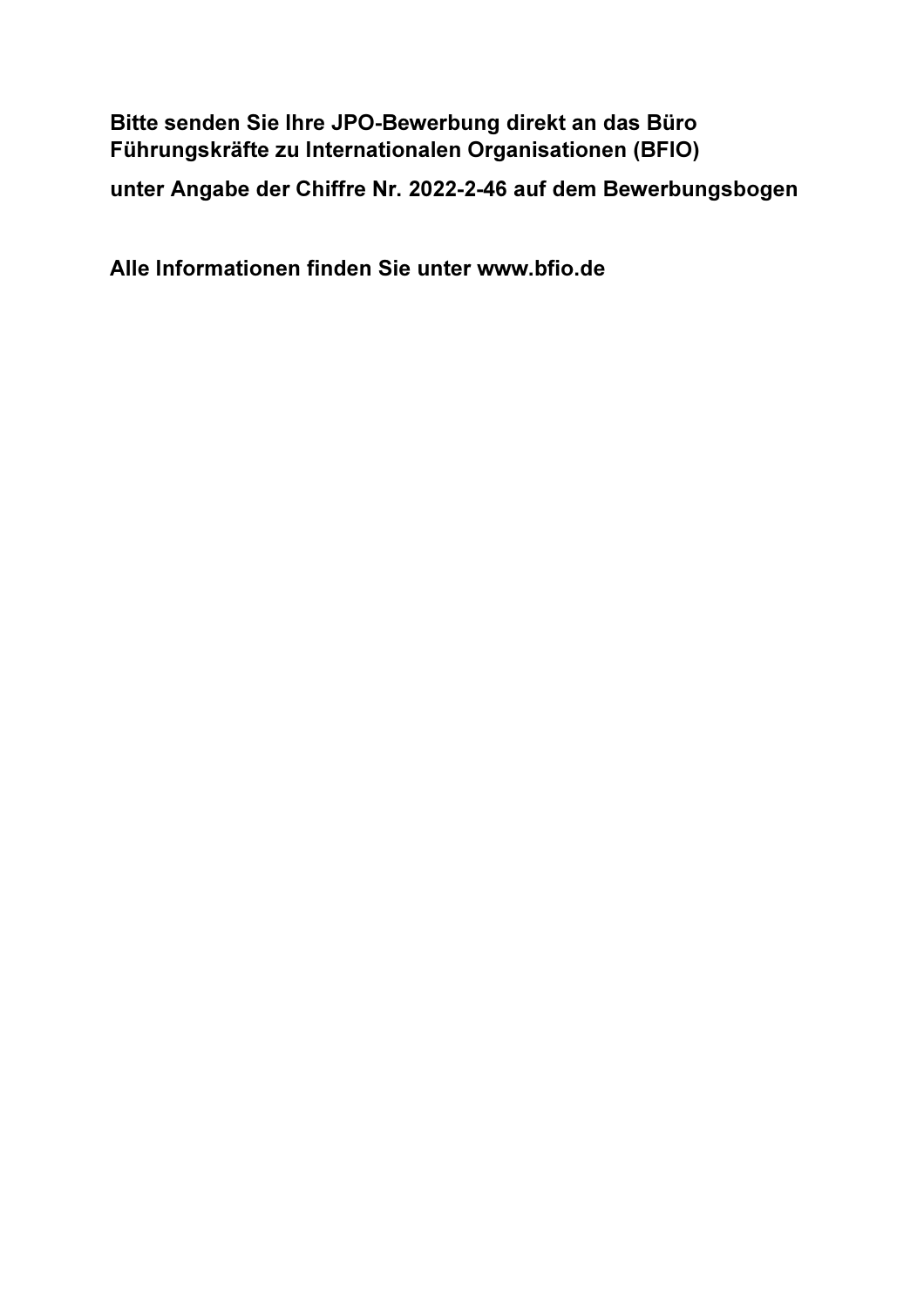**Bitte senden Sie Ihre JPO-Bewerbung direkt an das Büro Führungskräfte zu Internationalen Organisationen (BFIO)**

**unter Angabe der Chiffre Nr. 2022-2-46 auf dem Bewerbungsbogen**

**Alle Informationen finden Sie unter www.bfio.de**